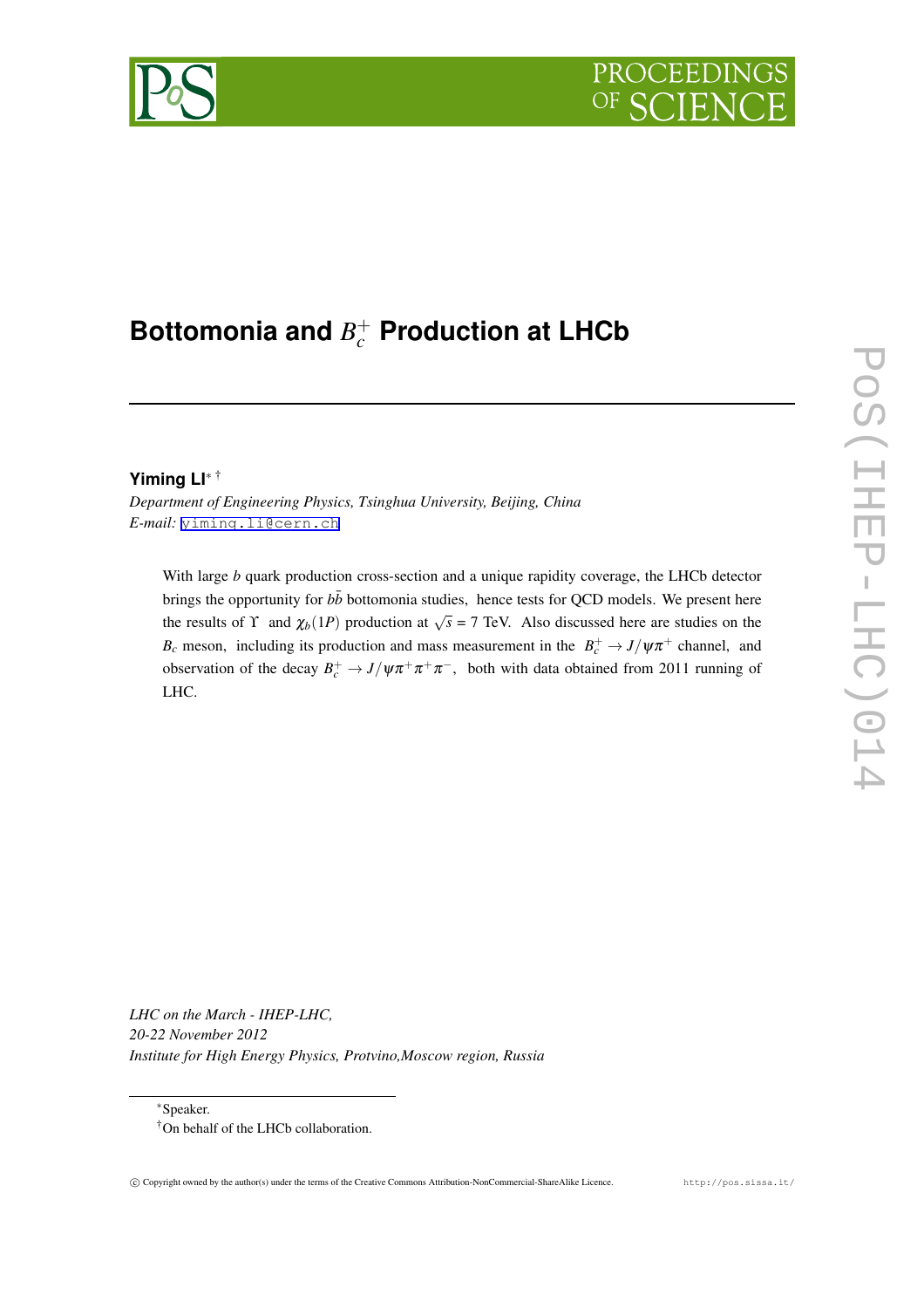# Bottomonia and $B_c^+$ Production at LHCb

**Yiming LI**[∗ †]

*Department of Engineering Physics, Tsinghua University, Beijing, China*
*E-mail:* yiming.li@cern.ch

With large $b$ quark production cross-section and a unique rapidity coverage, the LHCb detector brings the opportunity for $b\bar{b}$ bottomonia studies, hence tests for QCD models. We present here the results of $\Upsilon$ and $\chi_b(1P)$ production at $\sqrt{s}$ = 7 TeV. Also discussed here are studies on the $B_c$ meson, including its production and mass measurement in the $B_c^+ \to J/\psi\pi^+$ channel, and observation of the decay $B_c^+ \to J/\psi\pi^+\pi^+\pi^-$, both with data obtained from 2011 running of LHC.

*LHC on the March - IHEP-LHC,*
*20-22 November 2012*
*Institute for High Energy Physics, Protvino,Moscow region, Russia*

[∗]Speaker.
[†]On behalf of the LHCb collaboration.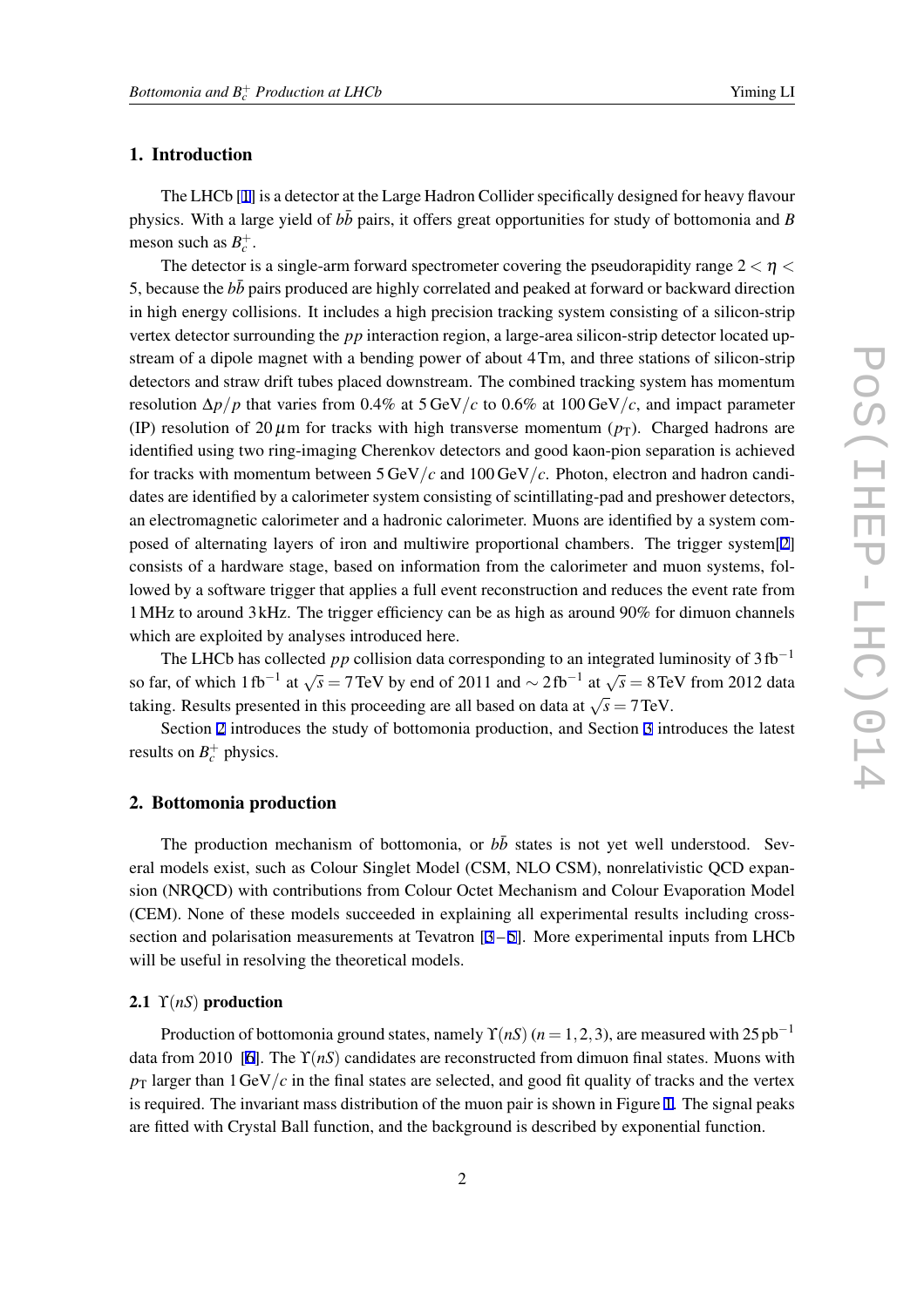## 1. Introduction

The LHCb [1] is a detector at the Large Hadron Collider specifically designed for heavy flavour physics. With a large yield of $b\bar{b}$ pairs, it offers great opportunities for study of bottomonia and $B$ meson such as $B_c^+$.

The detector is a single-arm forward spectrometer covering the pseudorapidity range $2 < \eta < 5$, because the $b\bar{b}$ pairs produced are highly correlated and peaked at forward or backward direction in high energy collisions. It includes a high precision tracking system consisting of a silicon-strip vertex detector surrounding the $pp$ interaction region, a large-area silicon-strip detector located upstream of a dipole magnet with a bending power of about 4 Tm, and three stations of silicon-strip detectors and straw drift tubes placed downstream. The combined tracking system has momentum resolution $\Delta p/p$ that varies from 0.4% at 5 GeV/$c$ to 0.6% at 100 GeV/$c$, and impact parameter (IP) resolution of 20 $\mu$m for tracks with high transverse momentum ($p_{\mathrm{T}}$). Charged hadrons are identified using two ring-imaging Cherenkov detectors and good kaon-pion separation is achieved for tracks with momentum between 5 GeV/$c$ and 100 GeV/$c$. Photon, electron and hadron candidates are identified by a calorimeter system consisting of scintillating-pad and preshower detectors, an electromagnetic calorimeter and a hadronic calorimeter. Muons are identified by a system composed of alternating layers of iron and multiwire proportional chambers. The trigger system[2] consists of a hardware stage, based on information from the calorimeter and muon systems, followed by a software trigger that applies a full event reconstruction and reduces the event rate from 1 MHz to around 3 kHz. The trigger efficiency can be as high as around 90% for dimuon channels which are exploited by analyses introduced here.

The LHCb has collected $pp$ collision data corresponding to an integrated luminosity of 3 fb$^{-1}$ so far, of which 1 fb$^{-1}$ at $\sqrt{s} = 7$ TeV by end of 2011 and $\sim 2$ fb$^{-1}$ at $\sqrt{s} = 8$ TeV from 2012 data taking. Results presented in this proceeding are all based on data at $\sqrt{s} = 7$ TeV.

Section 2 introduces the study of bottomonia production, and Section 3 introduces the latest results on $B_c^+$ physics.

## 2. Bottomonia production

The production mechanism of bottomonia, or $b\bar{b}$ states is not yet well understood. Several models exist, such as Colour Singlet Model (CSM, NLO CSM), nonrelativistic QCD expansion (NRQCD) with contributions from Colour Octet Mechanism and Colour Evaporation Model (CEM). None of these models succeeded in explaining all experimental results including cross-section and polarisation measurements at Tevatron [3–5]. More experimental inputs from LHCb will be useful in resolving the theoretical models.

### 2.1 $\Upsilon(nS)$ production

Production of bottomonia ground states, namely $\Upsilon(nS)$ ($n = 1,2,3$), are measured with 25 pb$^{-1}$ data from 2010 [6]. The $\Upsilon(nS)$ candidates are reconstructed from dimuon final states. Muons with $p_{\mathrm{T}}$ larger than 1 GeV/$c$ in the final states are selected, and good fit quality of tracks and the vertex is required. The invariant mass distribution of the muon pair is shown in Figure 1. The signal peaks are fitted with Crystal Ball function, and the background is described by exponential function.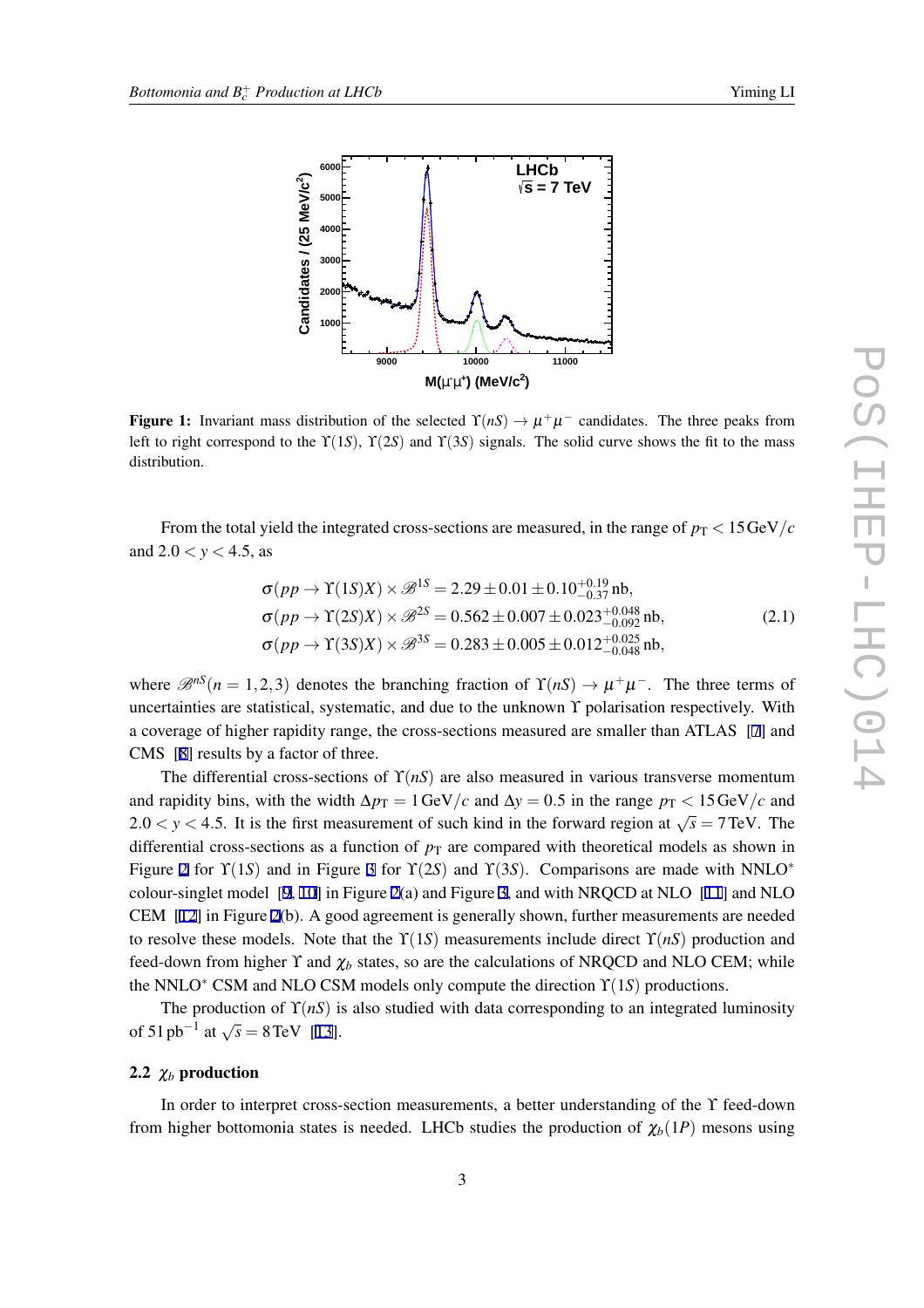Figure 1: Invariant mass distribution of the selected $\Upsilon(nS) \to \mu^+\mu^-$ candidates. The three peaks from left to right correspond to the $\Upsilon(1S)$, $\Upsilon(2S)$ and $\Upsilon(3S)$ signals. The solid curve shows the fit to the mass distribution.

From the total yield the integrated cross-sections are measured, in the range of $p_{\rm T} < 15\,{\rm GeV}/c$ and $2.0 < y < 4.5$, as

$$
\begin{aligned}
\sigma(pp \to \Upsilon(1S)X) \times \mathscr{B}^{1S} &= 2.29 \pm 0.01 \pm 0.10^{+0.19}_{-0.37}\,{\rm nb}, \\
\sigma(pp \to \Upsilon(2S)X) \times \mathscr{B}^{2S} &= 0.562 \pm 0.007 \pm 0.023^{+0.048}_{-0.092}\,{\rm nb}, \\
\sigma(pp \to \Upsilon(3S)X) \times \mathscr{B}^{3S} &= 0.283 \pm 0.005 \pm 0.012^{+0.025}_{-0.048}\,{\rm nb},
\end{aligned}
\tag{2.1}
$$

where $\mathscr{B}^{nS} (n = 1,2,3)$ denotes the branching fraction of $\Upsilon(nS) \to \mu^+\mu^-$. The three terms of uncertainties are statistical, systematic, and due to the unknown $\Upsilon$ polarisation respectively. With a coverage of higher rapidity range, the cross-sections measured are smaller than ATLAS [7] and CMS [8] results by a factor of three.

The differential cross-sections of $\Upsilon(nS)$ are also measured in various transverse momentum and rapidity bins, with the width $\Delta p_{\rm T} = 1\,{\rm GeV}/c$ and $\Delta y = 0.5$ in the range $p_{\rm T} < 15\,{\rm GeV}/c$ and $2.0 < y < 4.5$. It is the first measurement of such kind in the forward region at $\sqrt{s} = 7\,{\rm TeV}$. The differential cross-sections as a function of $p_{\rm T}$ are compared with theoretical models as shown in Figure 2 for $\Upsilon(1S)$ and in Figure 3 for $\Upsilon(2S)$ and $\Upsilon(3S)$. Comparisons are made with NNLO$^*$ colour-singlet model [9, 10] in Figure 2(a) and Figure 3, and with NRQCD at NLO [11] and NLO CEM [12] in Figure 2(b). A good agreement is generally shown, further measurements are needed to resolve these models. Note that the $\Upsilon(1S)$ measurements include direct $\Upsilon(nS)$ production and feed-down from higher $\Upsilon$ and $\chi_b$ states, so are the calculations of NRQCD and NLO CEM; while the NNLO$^*$ CSM and NLO CSM models only compute the direction $\Upsilon(1S)$ productions.

The production of $\Upsilon(nS)$ is also studied with data corresponding to an integrated luminosity of $51\,{\rm pb}^{-1}$ at $\sqrt{s} = 8\,{\rm TeV}$ [13].

### 2.2 $\chi_b$ production

In order to interpret cross-section measurements, a better understanding of the $\Upsilon$ feed-down from higher bottomonia states is needed. LHCb studies the production of $\chi_b(1P)$ mesons using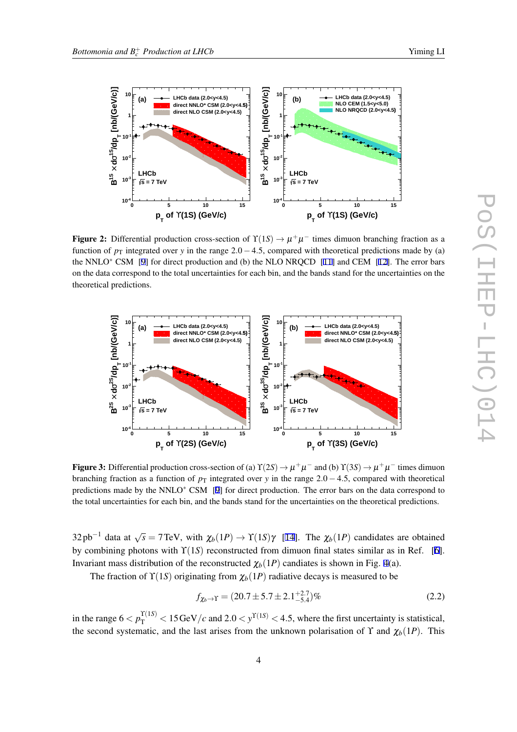**Figure 2:** Differential production cross-section of $\Upsilon(1S) \to \mu^+\mu^-$ times dimuon branching fraction as a function of $p_T$ integrated over $y$ in the range $2.0-4.5$, compared with theoretical predictions made by (a) the NNLO$^*$ CSM [9] for direct production and (b) the NLO NRQCD [11] and CEM [12]. The error bars on the data correspond to the total uncertainties for each bin, and the bands stand for the uncertainties on the theoretical predictions.

**Figure 3:** Differential production cross-section of (a) $\Upsilon(2S) \to \mu^+\mu^-$ and (b) $\Upsilon(3S) \to \mu^+\mu^-$ times dimuon branching fraction as a function of $p_T$ integrated over $y$ in the range $2.0-4.5$, compared with theoretical predictions made by the NNLO$^*$ CSM [9] for direct production. The error bars on the data correspond to the total uncertainties for each bin, and the bands stand for the uncertainties on the theoretical predictions.

32 pb$^{-1}$ data at $\sqrt{s} = 7$ TeV, with $\chi_b(1P) \to \Upsilon(1S)\gamma$ [14]. The $\chi_b(1P)$ candidates are obtained by combining photons with $\Upsilon(1S)$ reconstructed from dimuon final states similar as in Ref. [6]. Invariant mass distribution of the reconstructed $\chi_b(1P)$ candiates is shown in Fig. 4(a).

The fraction of $\Upsilon(1S)$ originating from $\chi_b(1P)$ radiative decays is measured to be

$$f_{\chi_b \to \Upsilon} = (20.7 \pm 5.7 \pm 2.1^{+2.7}_{-5.4})\% \tag{2.2}$$

in the range $6 < p_T^{\Upsilon(1S)} < 15\,\text{GeV}/c$ and $2.0 < y^{\Upsilon(1S)} < 4.5$, where the first uncertainty is statistical, the second systematic, and the last arises from the unknown polarisation of $\Upsilon$ and $\chi_b(1P)$. This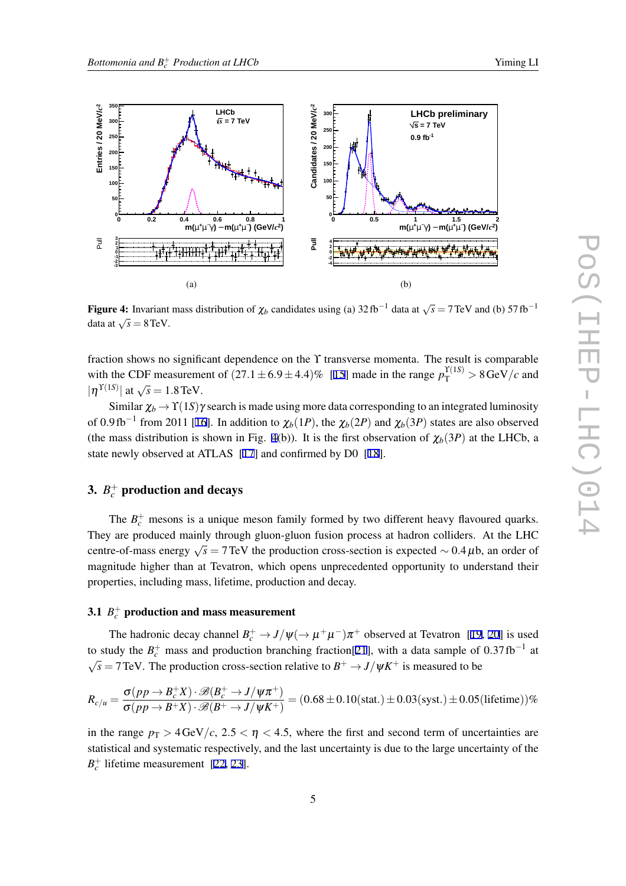**Figure 4:** Invariant mass distribution of $\chi_b$ candidates using (a) $32\,\mathrm{fb}^{-1}$ data at $\sqrt{s} = 7\,\mathrm{TeV}$ and (b) $57\,\mathrm{fb}^{-1}$ data at $\sqrt{s} = 8\,\mathrm{TeV}$.

fraction shows no significant dependence on the $\Upsilon$ transverse momenta. The result is comparable with the CDF measurement of $(27.1 \pm 6.9 \pm 4.4)\%$ [15] made in the range $p_{\mathrm{T}}^{\Upsilon(1S)} > 8\,\mathrm{GeV}/c$ and $|\eta^{\Upsilon(1S)}|$ at $\sqrt{s} = 1.8\,\mathrm{TeV}$.

Similar $\chi_b \to \Upsilon(1S)\gamma$ search is made using more data corresponding to an integrated luminosity of $0.9\,\mathrm{fb}^{-1}$ from 2011 [16]. In addition to $\chi_b(1P)$, the $\chi_b(2P)$ and $\chi_b(3P)$ states are also observed (the mass distribution is shown in Fig. 4(b)). It is the first observation of $\chi_b(3P)$ at the LHCb, a state newly observed at ATLAS [17] and confirmed by D0 [18].

## 3. $B_c^+$ production and decays

The $B_c^+$ mesons is a unique meson family formed by two different heavy flavoured quarks. They are produced mainly through gluon-gluon fusion process at hadron colliders. At the LHC centre-of-mass energy $\sqrt{s} = 7\,\mathrm{TeV}$ the production cross-section is expected $\sim 0.4\,\mu\mathrm{b}$, an order of magnitude higher than at Tevatron, which opens unprecedented opportunity to understand their properties, including mass, lifetime, production and decay.

### 3.1 $B_c^+$ production and mass measurement

The hadronic decay channel $B_c^+ \to J/\psi(\to \mu^+\mu^-)\pi^+$ observed at Tevatron [19, 20] is used to study the $B_c^+$ mass and production branching fraction[21], with a data sample of $0.37\,\mathrm{fb}^{-1}$ at $\sqrt{s} = 7\,\mathrm{TeV}$. The production cross-section relative to $B^+ \to J/\psi K^+$ is measured to be

$$R_{c/u} = \frac{\sigma(pp \to B_c^+ X) \cdot \mathscr{B}(B_c^+ \to J/\psi\pi^+)}{\sigma(pp \to B^+ X) \cdot \mathscr{B}(B^+ \to J/\psi K^+)} = (0.68 \pm 0.10(\mathrm{stat.}) \pm 0.03(\mathrm{syst.}) \pm 0.05(\mathrm{lifetime}))\%$$

in the range $p_{\mathrm{T}} > 4\,\mathrm{GeV}/c$, $2.5 < \eta < 4.5$, where the first and second term of uncertainties are statistical and systematic respectively, and the last uncertainty is due to the large uncertainty of the $B_c^+$ lifetime measurement [22, 23].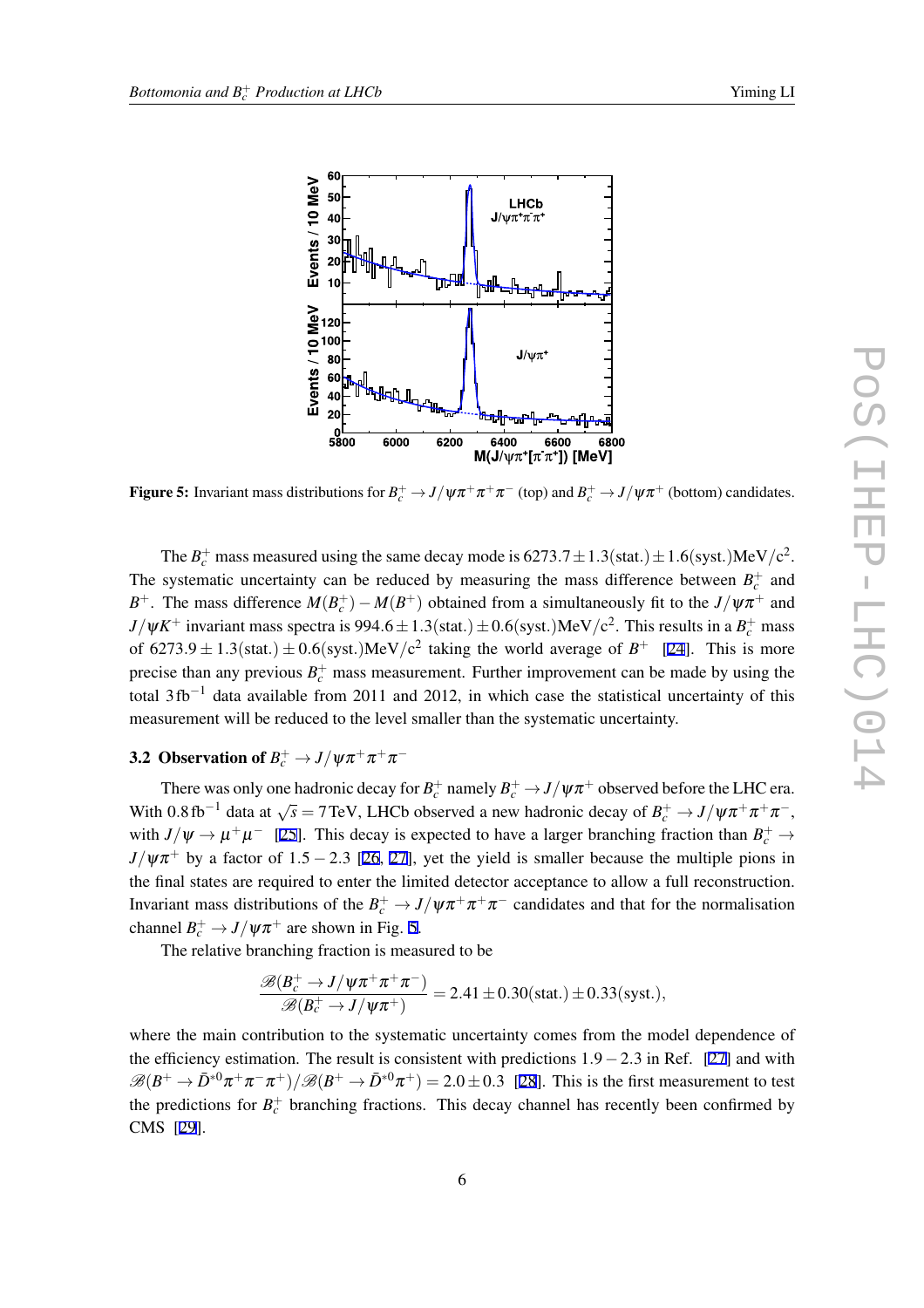**Figure 5:** Invariant mass distributions for $B_c^+ \to J/\psi\pi^+\pi^+\pi^-$ (top) and $B_c^+ \to J/\psi\pi^+$ (bottom) candidates.

The $B_c^+$ mass measured using the same decay mode is $6273.7 \pm 1.3(\text{stat.}) \pm 1.6(\text{syst.})\text{MeV/c}^2$. The systematic uncertainty can be reduced by measuring the mass difference between $B_c^+$ and $B^+$. The mass difference $M(B_c^+) - M(B^+)$ obtained from a simultaneously fit to the $J/\psi\pi^+$ and $J/\psi K^+$ invariant mass spectra is $994.6 \pm 1.3(\text{stat.}) \pm 0.6(\text{syst.})\text{MeV/c}^2$. This results in a $B_c^+$ mass of $6273.9 \pm 1.3(\text{stat.}) \pm 0.6(\text{syst.})\text{MeV/c}^2$ taking the world average of $B^+$ [24]. This is more precise than any previous $B_c^+$ mass measurement. Further improvement can be made by using the total $3\,\text{fb}^{-1}$ data available from 2011 and 2012, in which case the statistical uncertainty of this measurement will be reduced to the level smaller than the systematic uncertainty.

### 3.2 Observation of $B_c^+ \to J/\psi\pi^+\pi^+\pi^-$

There was only one hadronic decay for $B_c^+$ namely $B_c^+ \to J/\psi\pi^+$ observed before the LHC era. With $0.8\,\text{fb}^{-1}$ data at $\sqrt{s} = 7\,\text{TeV}$, LHCb observed a new hadronic decay of $B_c^+ \to J/\psi\pi^+\pi^+\pi^-$, with $J/\psi \to \mu^+\mu^-$ [25]. This decay is expected to have a larger branching fraction than $B_c^+ \to J/\psi\pi^+$ by a factor of $1.5-2.3$ [26, 27], yet the yield is smaller because the multiple pions in the final states are required to enter the limited detector acceptance to allow a full reconstruction. Invariant mass distributions of the $B_c^+ \to J/\psi\pi^+\pi^+\pi^-$ candidates and that for the normalisation channel $B_c^+ \to J/\psi\pi^+$ are shown in Fig. 5.

The relative branching fraction is measured to be

$$\frac{\mathscr{B}(B_c^+ \to J/\psi\pi^+\pi^+\pi^-)}{\mathscr{B}(B_c^+ \to J/\psi\pi^+)} = 2.41 \pm 0.30(\text{stat.}) \pm 0.33(\text{syst.}),$$

where the main contribution to the systematic uncertainty comes from the model dependence of the efficiency estimation. The result is consistent with predictions $1.9-2.3$ in Ref. [27] and with $\mathscr{B}(B^+ \to \bar{D}^{*0}\pi^+\pi^-\pi^+)/\mathscr{B}(B^+ \to \bar{D}^{*0}\pi^+) = 2.0 \pm 0.3$ [28]. This is the first measurement to test the predictions for $B_c^+$ branching fractions. This decay channel has recently been confirmed by CMS [29].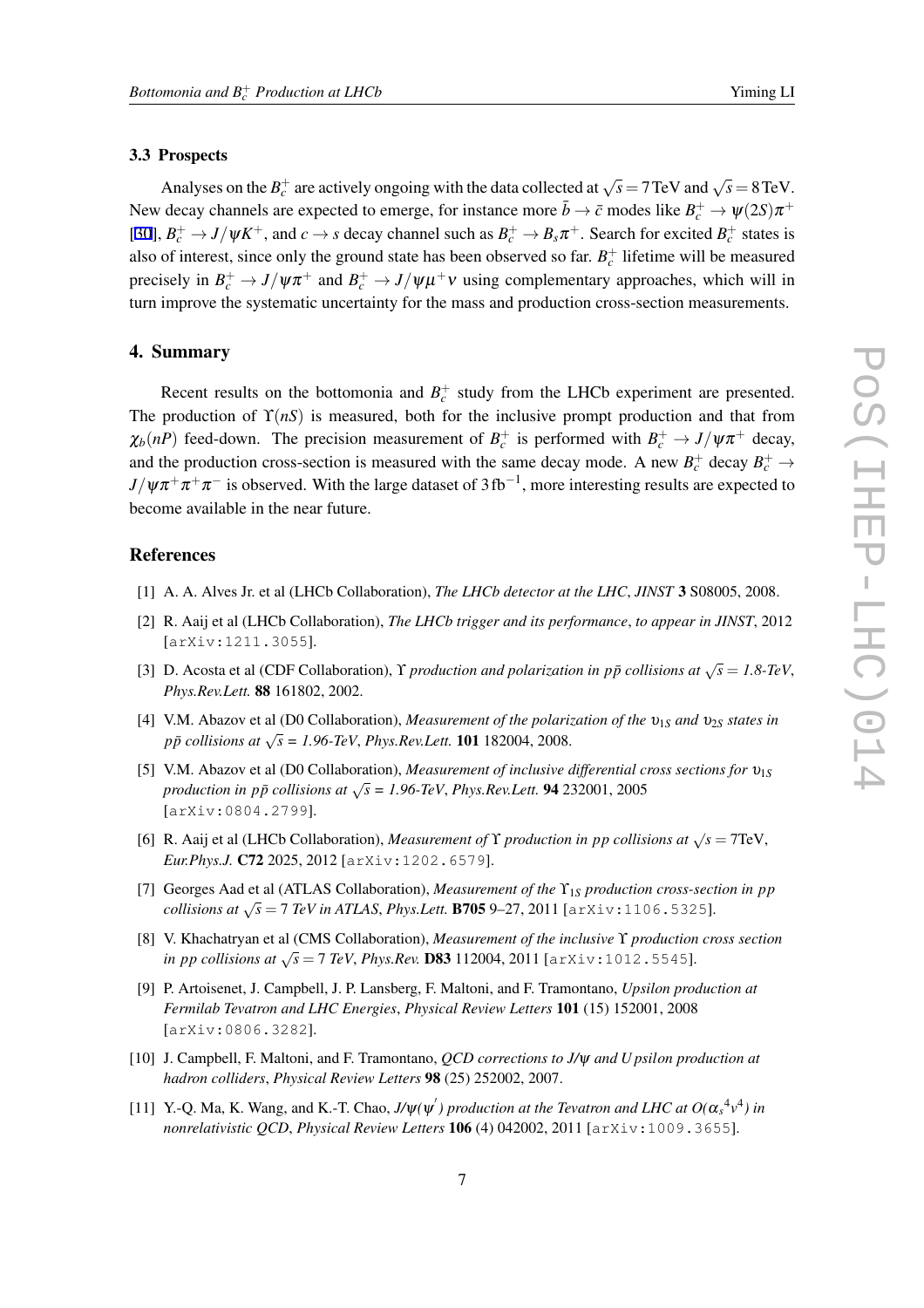### 3.3 Prospects

Analyses on the $B_c^+$ are actively ongoing with the data collected at $\sqrt{s} = 7\,\text{TeV}$ and $\sqrt{s} = 8\,\text{TeV}$. New decay channels are expected to emerge, for instance more $\bar{b} \to \bar{c}$ modes like $B_c^+ \to \psi(2S)\pi^+$ [30], $B_c^+ \to J/\psi K^+$, and $c \to s$ decay channel such as $B_c^+ \to B_s\pi^+$. Search for excited $B_c^+$ states is also of interest, since only the ground state has been observed so far. $B_c^+$ lifetime will be measured precisely in $B_c^+ \to J/\psi\pi^+$ and $B_c^+ \to J/\psi\mu^+\nu$ using complementary approaches, which will in turn improve the systematic uncertainty for the mass and production cross-section measurements.

## 4. Summary

Recent results on the bottomonia and $B_c^+$ study from the LHCb experiment are presented. The production of $\Upsilon(nS)$ is measured, both for the inclusive prompt production and that from $\chi_b(nP)$ feed-down. The precision measurement of $B_c^+$ is performed with $B_c^+ \to J/\psi\pi^+$ decay, and the production cross-section is measured with the same decay mode. A new $B_c^+$ decay $B_c^+ \to J/\psi\pi^+\pi^+\pi^-$ is observed. With the large dataset of $3\,\text{fb}^{-1}$, more interesting results are expected to become available in the near future.

## References

[1] A. A. Alves Jr. et al (LHCb Collaboration), *The LHCb detector at the LHC*, *JINST* **3** S08005, 2008.

[2] R. Aaij et al (LHCb Collaboration), *The LHCb trigger and its performance*, *to appear in JINST*, 2012 [arXiv:1211.3055].

[3] D. Acosta et al (CDF Collaboration), *$\Upsilon$ production and polarization in $p\bar{p}$ collisions at $\sqrt{s}$ = 1.8-TeV*, *Phys.Rev.Lett.* **88** 161802, 2002.

[4] V.M. Abazov et al (D0 Collaboration), *Measurement of the polarization of the $\upsilon_{1S}$ and $\upsilon_{2S}$ states in $p\bar{p}$ collisions at $\sqrt{s}$ = 1.96-TeV*, *Phys.Rev.Lett.* **101** 182004, 2008.

[5] V.M. Abazov et al (D0 Collaboration), *Measurement of inclusive differential cross sections for $\upsilon_{1S}$ production in $p\bar{p}$ collisions at $\sqrt{s}$ = 1.96-TeV*, *Phys.Rev.Lett.* **94** 232001, 2005 [arXiv:0804.2799].

[6] R. Aaij et al (LHCb Collaboration), *Measurement of $\Upsilon$ production in pp collisions at $\sqrt{s}$ = 7TeV*, *Eur.Phys.J.* **C72** 2025, 2012 [arXiv:1202.6579].

[7] Georges Aad et al (ATLAS Collaboration), *Measurement of the $\Upsilon_{1S}$ production cross-section in pp collisions at $\sqrt{s}$ = 7 TeV in ATLAS*, *Phys.Lett.* **B705** 9–27, 2011 [arXiv:1106.5325].

[8] V. Khachatryan et al (CMS Collaboration), *Measurement of the inclusive $\Upsilon$ production cross section in pp collisions at $\sqrt{s}$ = 7 TeV*, *Phys.Rev.* **D83** 112004, 2011 [arXiv:1012.5545].

[9] P. Artoisenet, J. Campbell, J. P. Lansberg, F. Maltoni, and F. Tramontano, *Upsilon production at Fermilab Tevatron and LHC Energies*, *Physical Review Letters* **101** (15) 152001, 2008 [arXiv:0806.3282].

[10] J. Campbell, F. Maltoni, and F. Tramontano, *QCD corrections to J/$\psi$ and Upsilon production at hadron colliders*, *Physical Review Letters* **98** (25) 252002, 2007.

[11] Y.-Q. Ma, K. Wang, and K.-T. Chao, *J/$\psi$($\psi'$) production at the Tevatron and LHC at O($\alpha_s{}^4v^4$) in nonrelativistic QCD*, *Physical Review Letters* **106** (4) 042002, 2011 [arXiv:1009.3655].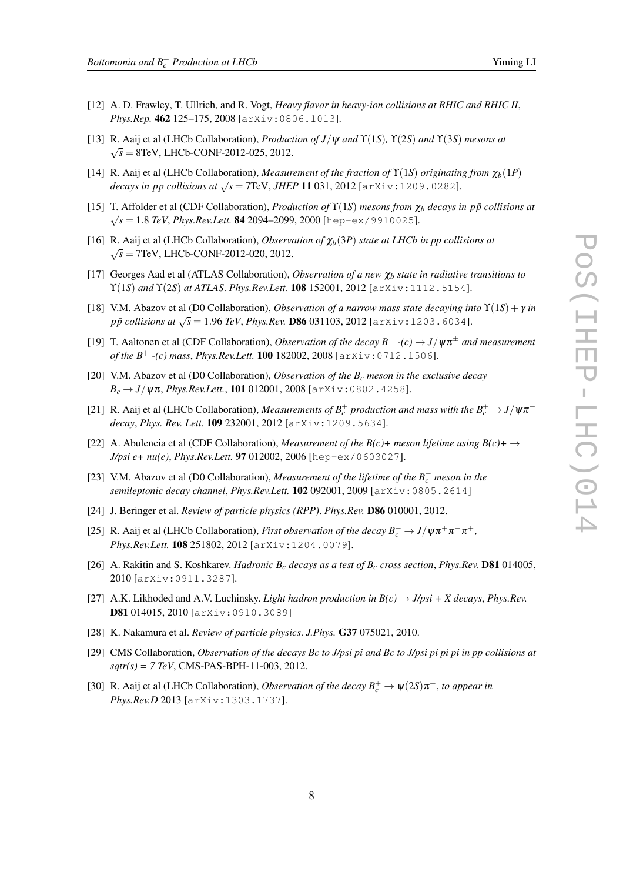[12] A. D. Frawley, T. Ullrich, and R. Vogt, *Heavy flavor in heavy-ion collisions at RHIC and RHIC II*, *Phys.Rep.* **462** 125–175, 2008 [arXiv:0806.1013].

[13] R. Aaij et al (LHCb Collaboration), *Production of $J/\psi$ and $\Upsilon(1S)$, $\Upsilon(2S)$ and $\Upsilon(3S)$ mesons at $\sqrt{s}$ = 8TeV*, LHCb-CONF-2012-025, 2012.

[14] R. Aaij et al (LHCb Collaboration), *Measurement of the fraction of $\Upsilon(1S)$ originating from $\chi_b(1P)$ decays in pp collisions at $\sqrt{s}$ = 7TeV*, *JHEP* **11** 031, 2012 [arXiv:1209.0282].

[15] T. Affolder et al (CDF Collaboration), *Production of $\Upsilon(1S)$ mesons from $\chi_b$ decays in $p\bar{p}$ collisions at $\sqrt{s}$ = 1.8 TeV*, *Phys.Rev.Lett.* **84** 2094–2099, 2000 [hep-ex/9910025].

[16] R. Aaij et al (LHCb Collaboration), *Observation of $\chi_b(3P)$ state at LHCb in pp collisions at $\sqrt{s}$ = 7TeV*, LHCb-CONF-2012-020, 2012.

[17] Georges Aad et al (ATLAS Collaboration), *Observation of a new $\chi_b$ state in radiative transitions to $\Upsilon(1S)$ and $\Upsilon(2S)$ at ATLAS*. *Phys.Rev.Lett.* **108** 152001, 2012 [arXiv:1112.5154].

[18] V.M. Abazov et al (D0 Collaboration), *Observation of a narrow mass state decaying into $\Upsilon(1S)+\gamma$ in $p\bar{p}$ collisions at $\sqrt{s}$ = 1.96 TeV*, *Phys.Rev.* **D86** 031103, 2012 [arXiv:1203.6034].

[19] T. Aaltonen et al (CDF Collaboration), *Observation of the decay $B^+$ -(c) $\rightarrow J/\psi\pi^{\pm}$ and measurement of the $B^+$ -(c) mass*, *Phys.Rev.Lett.* **100** 182002, 2008 [arXiv:0712.1506].

[20] V.M. Abazov et al (D0 Collaboration), *Observation of the $B_c$ meson in the exclusive decay $B_c \rightarrow J/\psi\pi$*, *Phys.Rev.Lett.*, **101** 012001, 2008 [arXiv:0802.4258].

[21] R. Aaij et al (LHCb Collaboration), *Measurements of $B_c^+$ production and mass with the $B_c^+ \rightarrow J/\psi\pi^+$ decay*, *Phys. Rev. Lett.* **109** 232001, 2012 [arXiv:1209.5634].

[22] A. Abulencia et al (CDF Collaboration), *Measurement of the B(c)+ meson lifetime using B(c)+ $\rightarrow$ J/psi e+ nu(e)*, *Phys.Rev.Lett.* **97** 012002, 2006 [hep-ex/0603027].

[23] V.M. Abazov et al (D0 Collaboration), *Measurement of the lifetime of the $B_c^{\pm}$ meson in the semileptonic decay channel*, *Phys.Rev.Lett.* **102** 092001, 2009 [arXiv:0805.2614]

[24] J. Beringer et al. *Review of particle physics (RPP)*. *Phys.Rev.* **D86** 010001, 2012.

[25] R. Aaij et al (LHCb Collaboration), *First observation of the decay $B_c^+ \rightarrow J/\psi\pi^+\pi^-\pi^+$*, *Phys.Rev.Lett.* **108** 251802, 2012 [arXiv:1204.0079].

[26] A. Rakitin and S. Koshkarev. *Hadronic $B_c$ decays as a test of $B_c$ cross section*, *Phys.Rev.* **D81** 014005, 2010 [arXiv:0911.3287].

[27] A.K. Likhoded and A.V. Luchinsky. *Light hadron production in B(c) $\rightarrow$ J/psi + X decays*, *Phys.Rev.* **D81** 014015, 2010 [arXiv:0910.3089]

[28] K. Nakamura et al. *Review of particle physics*. *J.Phys.* **G37** 075021, 2010.

[29] CMS Collaboration, *Observation of the decays Bc to J/psi pi and Bc to J/psi pi pi pi in pp collisions at sqtr(s) = 7 TeV*, CMS-PAS-BPH-11-003, 2012.

[30] R. Aaij et al (LHCb Collaboration), *Observation of the decay $B_c^+ \rightarrow \psi(2S)\pi^+$*, *to appear in Phys.Rev.D* 2013 [arXiv:1303.1737].